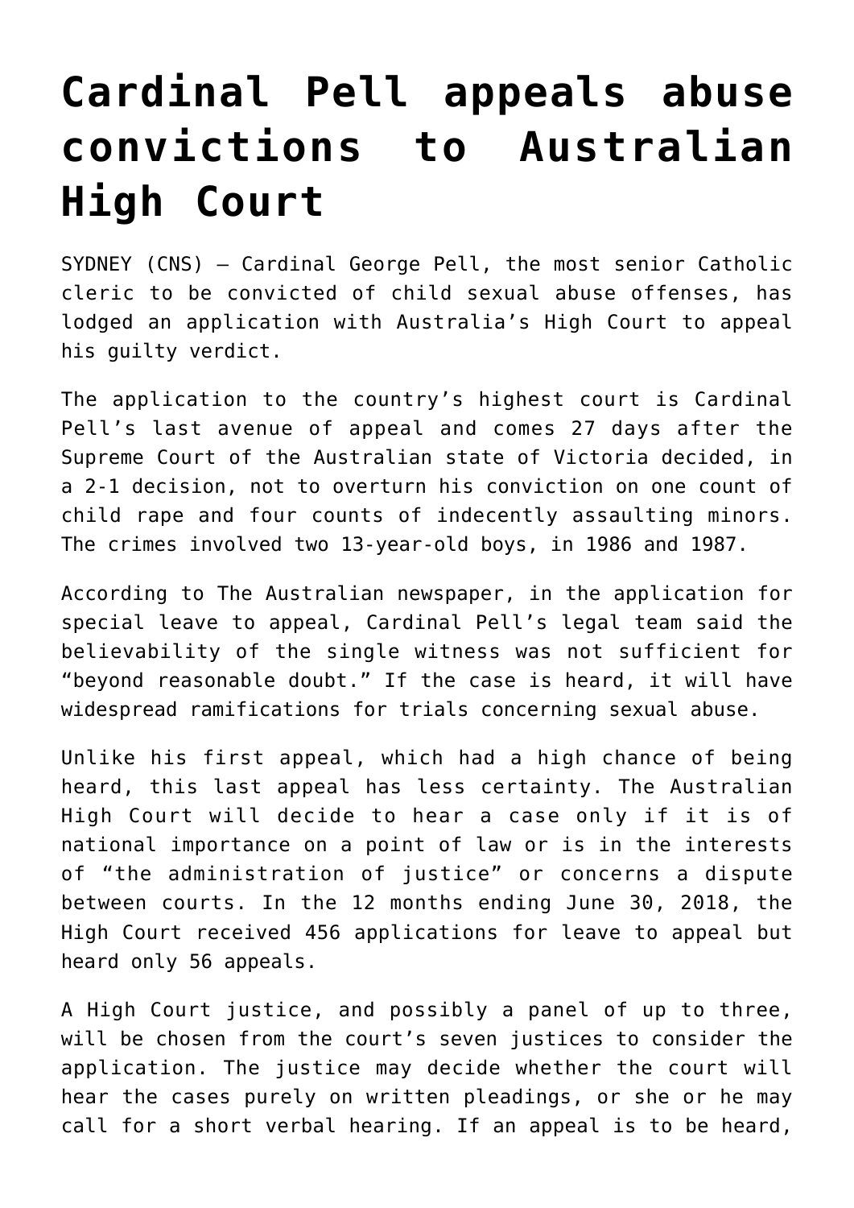# Cardinal Pell appeals abuse convictions to Australian High Court

SYDNEY (CNS) — Cardinal George Pell, the most senior Catholic cleric to be convicted of child sexual abuse offenses, has lodged an application with Australia's High Court to appeal his guilty verdict.

The application to the country's highest court is Cardinal Pell's last avenue of appeal and comes 27 days after the Supreme Court of the Australian state of Victoria decided, in a 2-1 decision, not to overturn his conviction on one count of child rape and four counts of indecently assaulting minors. The crimes involved two 13-year-old boys, in 1986 and 1987.

According to The Australian newspaper, in the application for special leave to appeal, Cardinal Pell's legal team said the believability of the single witness was not sufficient for "beyond reasonable doubt." If the case is heard, it will have widespread ramifications for trials concerning sexual abuse.

Unlike his first appeal, which had a high chance of being heard, this last appeal has less certainty. The Australian High Court will decide to hear a case only if it is of national importance on a point of law or is in the interests of "the administration of justice" or concerns a dispute between courts. In the 12 months ending June 30, 2018, the High Court received 456 applications for leave to appeal but heard only 56 appeals.

A High Court justice, and possibly a panel of up to three, will be chosen from the court's seven justices to consider the application. The justice may decide whether the court will hear the cases purely on written pleadings, or she or he may call for a short verbal hearing. If an appeal is to be heard,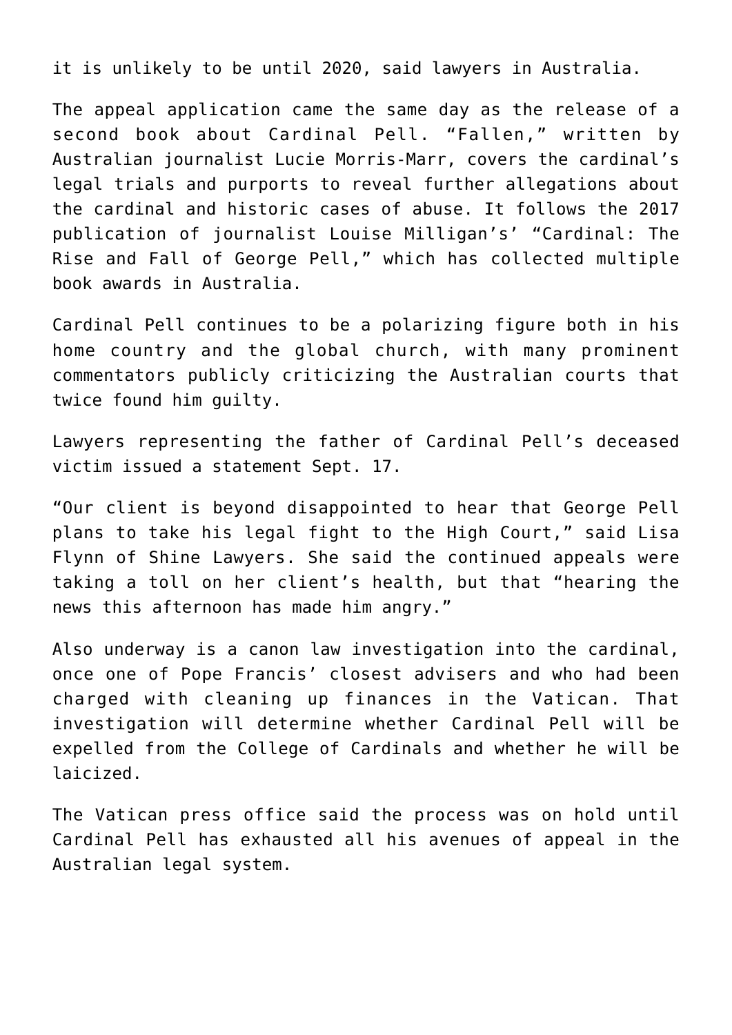it is unlikely to be until 2020, said lawyers in Australia.

The appeal application came the same day as the release of a second book about Cardinal Pell. "Fallen," written by Australian journalist Lucie Morris-Marr, covers the cardinal's legal trials and purports to reveal further allegations about the cardinal and historic cases of abuse. It follows the 2017 publication of journalist Louise Milligan's' "Cardinal: The Rise and Fall of George Pell," which has collected multiple book awards in Australia.

Cardinal Pell continues to be a polarizing figure both in his home country and the global church, with many prominent commentators publicly criticizing the Australian courts that twice found him guilty.

Lawyers representing the father of Cardinal Pell's deceased victim issued a statement Sept. 17.

"Our client is beyond disappointed to hear that George Pell plans to take his legal fight to the High Court," said Lisa Flynn of Shine Lawyers. She said the continued appeals were taking a toll on her client's health, but that "hearing the news this afternoon has made him angry."

Also underway is a canon law investigation into the cardinal, once one of Pope Francis' closest advisers and who had been charged with cleaning up finances in the Vatican. That investigation will determine whether Cardinal Pell will be expelled from the College of Cardinals and whether he will be laicized.

The Vatican press office said the process was on hold until Cardinal Pell has exhausted all his avenues of appeal in the Australian legal system.